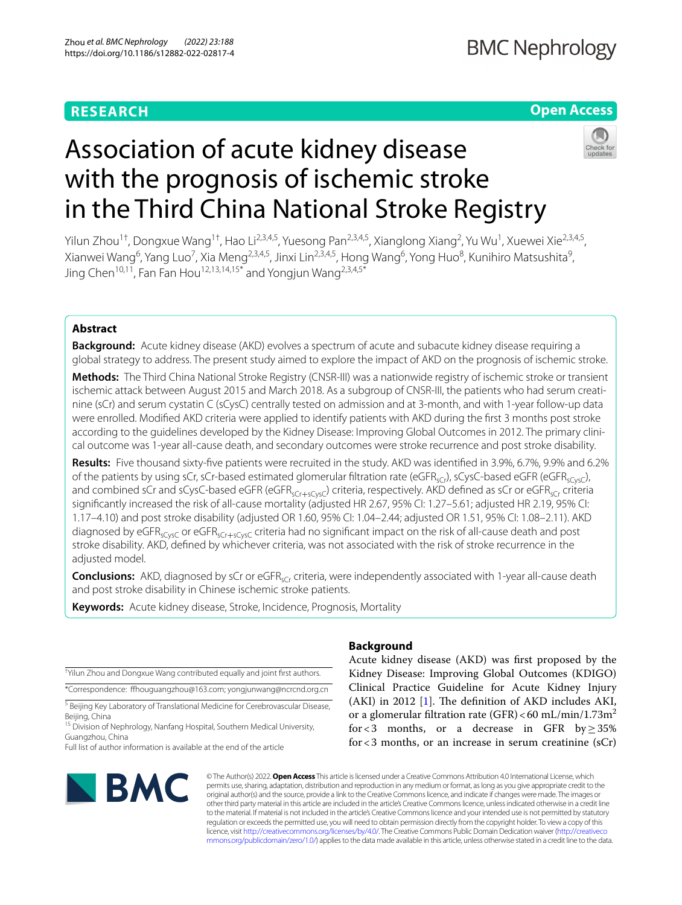RESEARCH

Open Access

# Association of acute kidney disease with the prognosis of ischemic stroke in the Third China National Stroke Registry

Yilun Zhou[1†], Dongxue Wang[1†], Hao Li[2,3,4,5], Yuesong Pan[2,3,4,5], Xianglong Xiang[2], Yu Wu[1], Xuewei Xie[2,3,4,5], Xianwei Wang[6], Yang Luo[7], Xia Meng[2,3,4,5], Jinxi Lin[2,3,4,5], Hong Wang[6], Yong Huo[8], Kunihiro Matsushita[9], Jing Chen[10,11], Fan Fan Hou[12,13,14,15*] and Yongjun Wang[2,3,4,5*]

## Abstract

**Background:** Acute kidney disease (AKD) evolves a spectrum of acute and subacute kidney disease requiring a global strategy to address. The present study aimed to explore the impact of AKD on the prognosis of ischemic stroke.

**Methods:** The Third China National Stroke Registry (CNSR-III) was a nationwide registry of ischemic stroke or transient ischemic attack between August 2015 and March 2018. As a subgroup of CNSR-III, the patients who had serum creatinine (sCr) and serum cystatin C (sCysC) centrally tested on admission and at 3-month, and with 1-year follow-up data were enrolled. Modified AKD criteria were applied to identify patients with AKD during the first 3 months post stroke according to the guidelines developed by the Kidney Disease: Improving Global Outcomes in 2012. The primary clinical outcome was 1-year all-cause death, and secondary outcomes were stroke recurrence and post stroke disability.

**Results:** Five thousand sixty-five patients were recruited in the study. AKD was identified in 3.9%, 6.7%, 9.9% and 6.2% of the patients by using sCr, sCr-based estimated glomerular filtration rate ($eGFR_{sCr}$), sCysC-based eGFR ($eGFR_{sCysC}$), and combined sCr and sCysC-based eGFR ($eGFR_{sCr+sCysC}$) criteria, respectively. AKD defined as sCr or $eGFR_{sCr}$ criteria significantly increased the risk of all-cause mortality (adjusted HR 2.67, 95% CI: 1.27–5.61; adjusted HR 2.19, 95% CI: 1.17–4.10) and post stroke disability (adjusted OR 1.60, 95% CI: 1.04–2.44; adjusted OR 1.51, 95% CI: 1.08–2.11). AKD diagnosed by $eGFR_{sCysC}$ or $eGFR_{sCr+sCysC}$ criteria had no significant impact on the risk of all-cause death and post stroke disability. AKD, defined by whichever criteria, was not associated with the risk of stroke recurrence in the adjusted model.

**Conclusions:** AKD, diagnosed by sCr or $eGFR_{sCr}$ criteria, were independently associated with 1-year all-cause death and post stroke disability in Chinese ischemic stroke patients.

**Keywords:** Acute kidney disease, Stroke, Incidence, Prognosis, Mortality

## Background

Acute kidney disease (AKD) was first proposed by the Kidney Disease: Improving Global Outcomes (KDIGO) Clinical Practice Guideline for Acute Kidney Injury (AKI) in 2012 [1]. The definition of AKD includes AKI, or a glomerular filtration rate (GFR) < 60 mL/min/1.73m$^2$ for < 3 months, or a decrease in GFR by ≥ 35% for < 3 months, or an increase in serum creatinine (sCr)

†Yilun Zhou and Dongxue Wang contributed equally and joint first authors.

*Correspondence: ffhouguangzhou@163.com; yongjunwang@ncrcnd.org.cn

[5] Beijing Key Laboratory of Translational Medicine for Cerebrovascular Disease, Beijing, China

[15] Division of Nephrology, Nanfang Hospital, Southern Medical University, Guangzhou, China

Full list of author information is available at the end of the article

© The Author(s) 2022. **Open Access** This article is licensed under a Creative Commons Attribution 4.0 International License, which permits use, sharing, adaptation, distribution and reproduction in any medium or format, as long as you give appropriate credit to the original author(s) and the source, provide a link to the Creative Commons licence, and indicate if changes were made. The images or other third party material in this article are included in the article's Creative Commons licence, unless indicated otherwise in a credit line to the material. If material is not included in the article's Creative Commons licence and your intended use is not permitted by statutory regulation or exceeds the permitted use, you will need to obtain permission directly from the copyright holder. To view a copy of this licence, visit http://creativecommons.org/licenses/by/4.0/. The Creative Commons Public Domain Dedication waiver (http://creativecommons.org/publicdomain/zero/1.0/) applies to the data made available in this article, unless otherwise stated in a credit line to the data.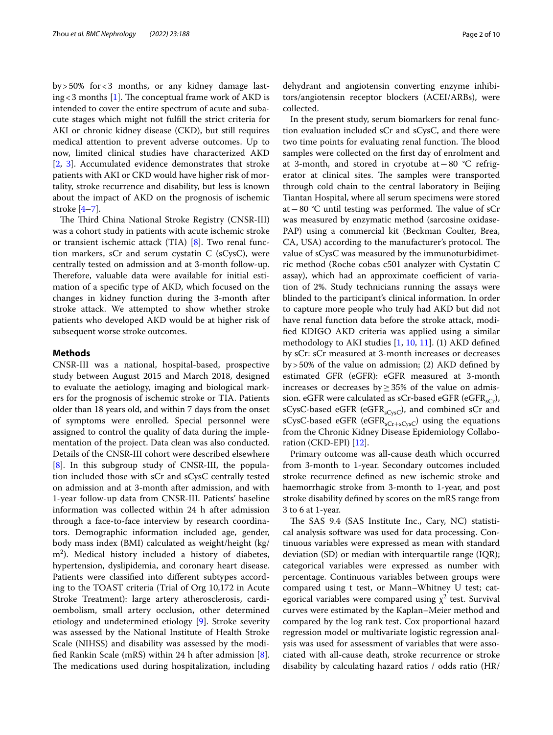by > 50% for < 3 months, or any kidney damage lasting < 3 months [1]. The conceptual frame work of AKD is intended to cover the entire spectrum of acute and subacute stages which might not fulfill the strict criteria for AKI or chronic kidney disease (CKD), but still requires medical attention to prevent adverse outcomes. Up to now, limited clinical studies have characterized AKD [2, 3]. Accumulated evidence demonstrates that stroke patients with AKI or CKD would have higher risk of mortality, stroke recurrence and disability, but less is known about the impact of AKD on the prognosis of ischemic stroke [4–7].

The Third China National Stroke Registry (CNSR-III) was a cohort study in patients with acute ischemic stroke or transient ischemic attack (TIA) [8]. Two renal function markers, sCr and serum cystatin C (sCysC), were centrally tested on admission and at 3-month follow-up. Therefore, valuable data were available for initial estimation of a specific type of AKD, which focused on the changes in kidney function during the 3-month after stroke attack. We attempted to show whether stroke patients who developed AKD would be at higher risk of subsequent worse stroke outcomes.

## Methods

CNSR-III was a national, hospital-based, prospective study between August 2015 and March 2018, designed to evaluate the aetiology, imaging and biological markers for the prognosis of ischemic stroke or TIA. Patients older than 18 years old, and within 7 days from the onset of symptoms were enrolled. Special personnel were assigned to control the quality of data during the implementation of the project. Data clean was also conducted. Details of the CNSR-III cohort were described elsewhere [8]. In this subgroup study of CNSR-III, the population included those with sCr and sCysC centrally tested on admission and at 3-month after admission, and with 1-year follow-up data from CNSR-III. Patients' baseline information was collected within 24 h after admission through a face-to-face interview by research coordinators. Demographic information included age, gender, body mass index (BMI) calculated as weight/height (kg/m$^2$). Medical history included a history of diabetes, hypertension, dyslipidemia, and coronary heart disease. Patients were classified into different subtypes according to the TOAST criteria (Trial of Org 10,172 in Acute Stroke Treatment): large artery atherosclerosis, cardioembolism, small artery occlusion, other determined etiology and undetermined etiology [9]. Stroke severity was assessed by the National Institute of Health Stroke Scale (NIHSS) and disability was assessed by the modified Rankin Scale (mRS) within 24 h after admission [8]. The medications used during hospitalization, including dehydrant and angiotensin converting enzyme inhibitors/angiotensin receptor blockers (ACEI/ARBs), were collected.

In the present study, serum biomarkers for renal function evaluation included sCr and sCysC, and there were two time points for evaluating renal function. The blood samples were collected on the first day of enrolment and at 3-month, and stored in cryotube at −80 °C refrigerator at clinical sites. The samples were transported through cold chain to the central laboratory in Beijing Tiantan Hospital, where all serum specimens were stored at −80 °C until testing was performed. The value of sCr was measured by enzymatic method (sarcosine oxidase-PAP) using a commercial kit (Beckman Coulter, Brea, CA, USA) according to the manufacturer's protocol. The value of sCysC was measured by the immunoturbidimetric method (Roche cobas c501 analyzer with Cystatin C assay), which had an approximate coefficient of variation of 2%. Study technicians running the assays were blinded to the participant's clinical information. In order to capture more people who truly had AKD but did not have renal function data before the stroke attack, modified KDIGO AKD criteria was applied using a similar methodology to AKI studies [1, 10, 11]. (1) AKD defined by sCr: sCr measured at 3-month increases or decreases by > 50% of the value on admission; (2) AKD defined by estimated GFR (eGFR): eGFR measured at 3-month increases or decreases by ≥ 35% of the value on admission. eGFR were calculated as sCr-based eGFR (eGFR$_{sCr}$), sCysC-based eGFR (eGFR$_{sCysC}$), and combined sCr and sCysC-based eGFR (eGFR$_{sCr+sCysC}$) using the equations from the Chronic Kidney Disease Epidemiology Collaboration (CKD-EPI) [12].

Primary outcome was all-cause death which occurred from 3-month to 1-year. Secondary outcomes included stroke recurrence defined as new ischemic stroke and haemorrhagic stroke from 3-month to 1-year, and post stroke disability defined by scores on the mRS range from 3 to 6 at 1-year.

The SAS 9.4 (SAS Institute Inc., Cary, NC) statistical analysis software was used for data processing. Continuous variables were expressed as mean with standard deviation (SD) or median with interquartile range (IQR); categorical variables were expressed as number with percentage. Continuous variables between groups were compared using t test, or Mann–Whitney U test; categorical variables were compared using $\chi^2$ test. Survival curves were estimated by the Kaplan–Meier method and compared by the log rank test. Cox proportional hazard regression model or multivariate logistic regression analysis was used for assessment of variables that were associated with all-cause death, stroke recurrence or stroke disability by calculating hazard ratios / odds ratio (HR/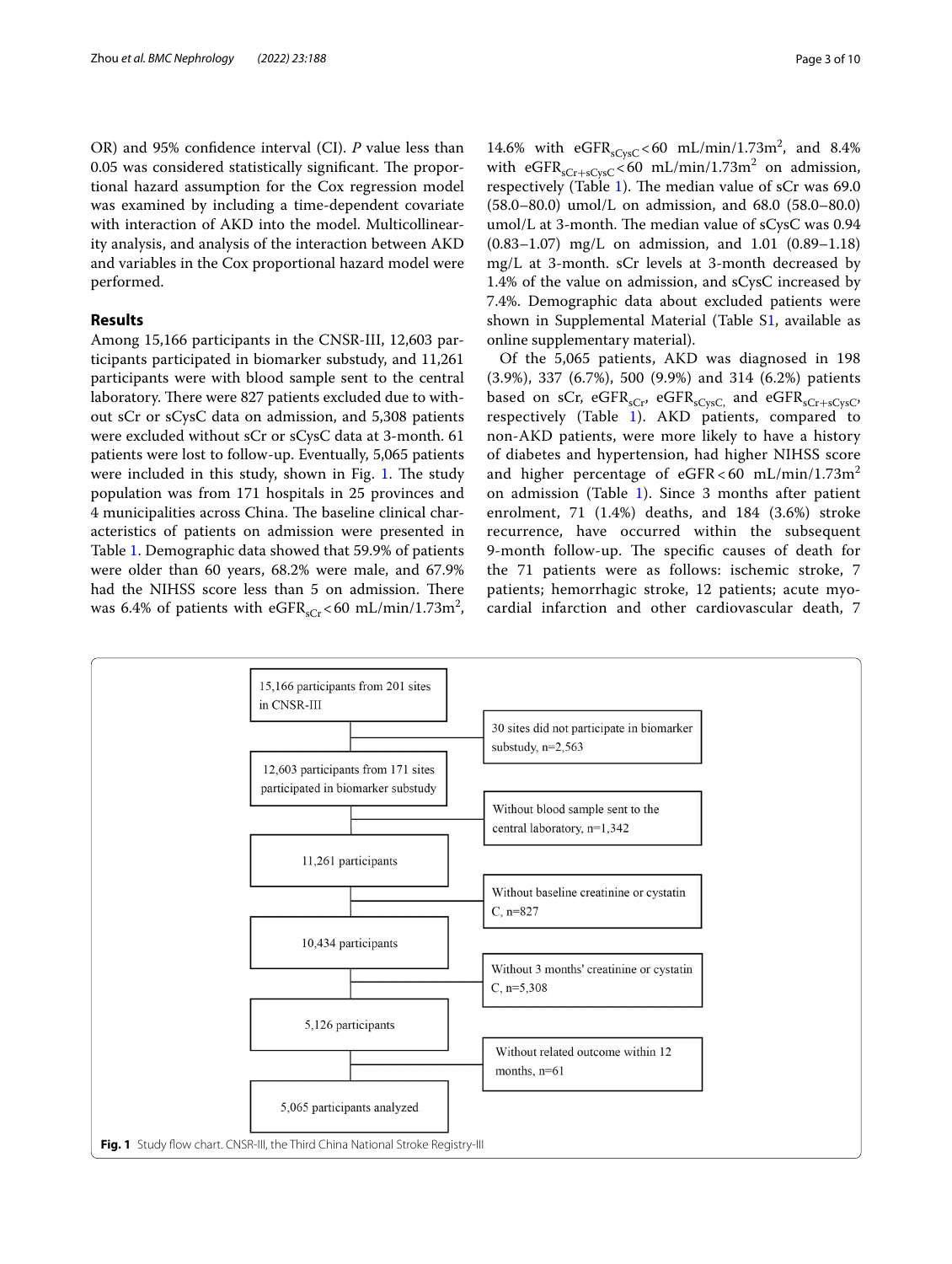OR) and 95% confidence interval (CI). *P* value less than 0.05 was considered statistically significant. The proportional hazard assumption for the Cox regression model was examined by including a time-dependent covariate with interaction of AKD into the model. Multicollinearity analysis, and analysis of the interaction between AKD and variables in the Cox proportional hazard model were performed.

## Results

Among 15,166 participants in the CNSR-III, 12,603 participants participated in biomarker substudy, and 11,261 participants were with blood sample sent to the central laboratory. There were 827 patients excluded due to without sCr or sCysC data on admission, and 5,308 patients were excluded without sCr or sCysC data at 3-month. 61 patients were lost to follow-up. Eventually, 5,065 patients were included in this study, shown in Fig. 1. The study population was from 171 hospitals in 25 provinces and 4 municipalities across China. The baseline clinical characteristics of patients on admission were presented in Table 1. Demographic data showed that 59.9% of patients were older than 60 years, 68.2% were male, and 67.9% had the NIHSS score less than 5 on admission. There was 6.4% of patients with $eGFR_{sCr} < 60$ mL/min/1.73m$^2$, 14.6% with $eGFR_{sCysC} < 60$ mL/min/1.73m$^2$, and 8.4% with $eGFR_{sCr+sCysC} < 60$ mL/min/1.73m$^2$ on admission, respectively (Table 1). The median value of sCr was 69.0 (58.0–80.0) umol/L on admission, and 68.0 (58.0–80.0) umol/L at 3-month. The median value of sCysC was 0.94 (0.83–1.07) mg/L on admission, and 1.01 (0.89–1.18) mg/L at 3-month. sCr levels at 3-month decreased by 1.4% of the value on admission, and sCysC increased by 7.4%. Demographic data about excluded patients were shown in Supplemental Material (Table S1, available as online supplementary material).

Of the 5,065 patients, AKD was diagnosed in 198 (3.9%), 337 (6.7%), 500 (9.9%) and 314 (6.2%) patients based on sCr, $eGFR_{sCr}$, $eGFR_{sCysC}$, and $eGFR_{sCr+sCysC}$, respectively (Table 1). AKD patients, compared to non-AKD patients, were more likely to have a history of diabetes and hypertension, had higher NIHSS score and higher percentage of eGFR < 60 mL/min/1.73m$^2$ on admission (Table 1). Since 3 months after patient enrolment, 71 (1.4%) deaths, and 184 (3.6%) stroke recurrence, have occurred within the subsequent 9-month follow-up. The specific causes of death for the 71 patients were as follows: ischemic stroke, 7 patients; hemorrhagic stroke, 12 patients; acute myocardial infarction and other cardiovascular death, 7

15,166 participants from 201 sites in CNSR-III
→ 30 sites did not participate in biomarker substudy, n=2,563

12,603 participants from 171 sites participated in biomarker substudy
→ Without blood sample sent to the central laboratory, n=1,342

11,261 participants
→ Without baseline creatinine or cystatin C, n=827

10,434 participants
→ Without 3 months' creatinine or cystatin C, n=5,308

5,126 participants
→ Without related outcome within 12 months, n=61

5,065 participants analyzed

**Fig. 1** Study flow chart. CNSR-III, the Third China National Stroke Registry-III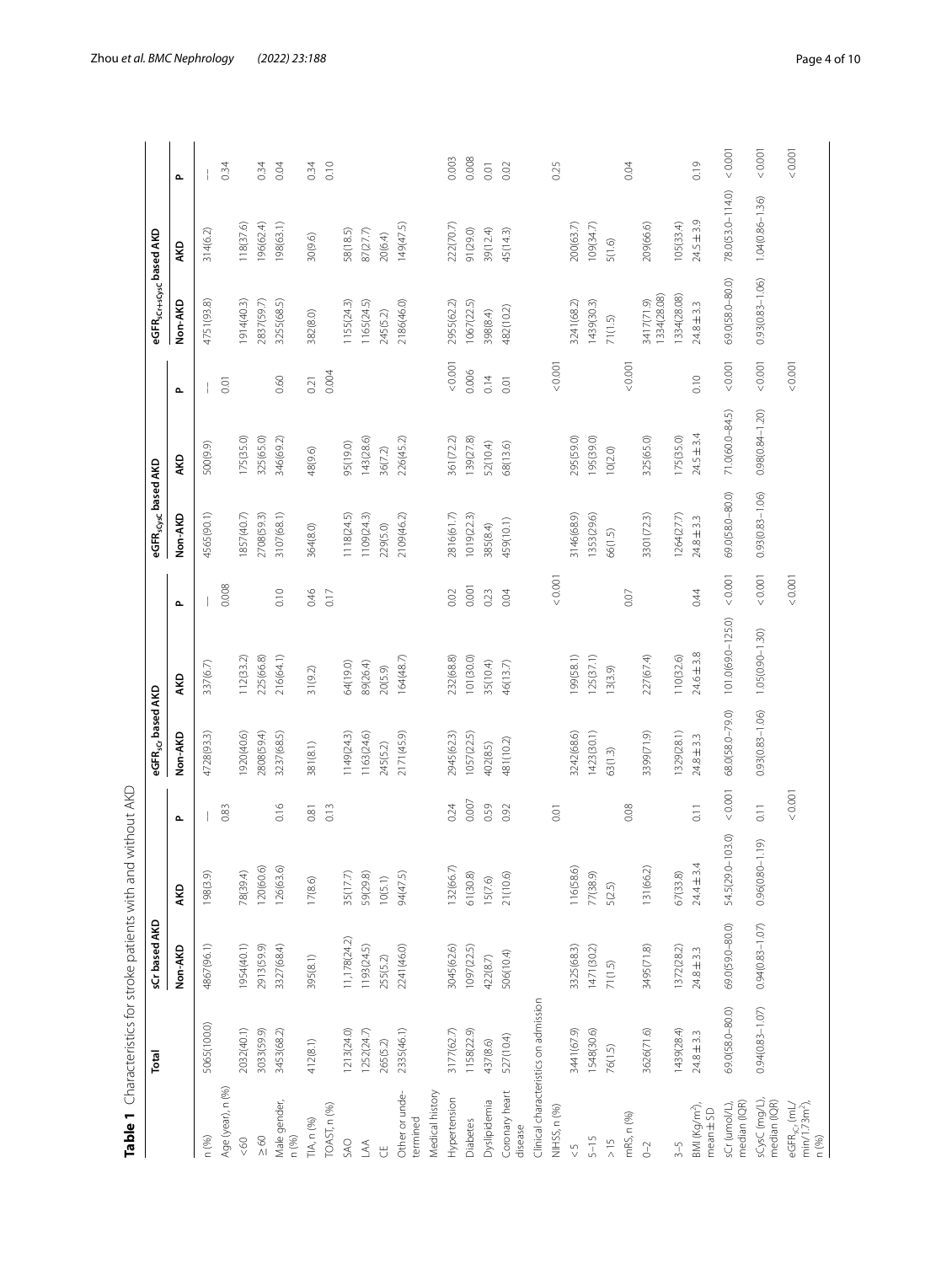**Table 1** Characteristics for stroke patients with and without AKD

| | Total | sCr based AKD | | | $eGFR_{sCr}$ based AKD | | | $eGFR_{sCyC}$ based AKD | | | $eGFR_{sCr+sCysC}$ based AKD | | |
|---|---|---|---|---|---|---|---|---|---|---|---|---|---|
| | | Non-AKD | AKD | P | Non-AKD | AKD | P | Non-AKD | AKD | P | Non-AKD | AKD | P |
| n (%) | 5065(100.0) | 4867(96.1) | 198(3.9) | — | 4728(93.3) | 337(6.7) | — | 4565(90.1) | 500(9.9) | — | 4751(93.8) | 314(6.2) | — |
| Age (year), n (%) | | | | 0.83 | | | 0.008 | | | 0.01 | | | 0.34 |
| <60 | 2032(40.1) | 1954(40.1) | 78(39.4) | | 1920(40.6) | 112(33.2) | | 1857(40.7) | 175(35.0) | | 1914(40.3) | 118(37.6) | |
| ≥60 | 3033(59.9) | 2913(59.9) | 120(60.6) | | 2808(59.4) | 225(66.8) | | 2708(59.3) | 325(65.0) | | 2837(59.7) | 196(62.4) | 0.34 |
| Male gender, n (%) | 3453(68.2) | 3327(68.4) | 126(63.6) | 0.16 | 3237(68.5) | 216(64.1) | 0.10 | 3107(68.1) | 346(69.2) | 0.60 | 3255(68.5) | 198(63.1) | 0.04 |
| TIA, n (%) | 412(8.1) | 395(8.1) | 17(8.6) | 0.81 | 381(8.1) | 31(9.2) | 0.46 | 364(8.0) | 48(9.6) | 0.21 | 382(8.0) | 30(9.6) | 0.34 |
| TOAST, n (%) | | | | 0.13 | | | 0.17 | | | 0.004 | | | 0.10 |
| SAO | 1213(24.0) | 11,178(24.2) | 35(17.7) | | 1149(24.3) | 64(19.0) | | 1118(24.5) | 95(19.0) | | 1155(24.3) | 58(18.5) | |
| LAA | 1252(24.7) | 1193(24.5) | 59(29.8) | | 1163(24.6) | 89(26.4) | | 1109(24.3) | 143(28.6) | | 1165(24.5) | 87(27.7) | |
| CE | 265(5.2) | 255(5.2) | 10(5.1) | | 245(5.2) | 20(5.9) | | 229(5.0) | 36(7.2) | | 245(5.2) | 20(6.4) | |
| Other or undetermined | 2335(46.1) | 2241(46.0) | 94(47.5) | | 2171(45.9) | 164(48.7) | | 2109(46.2) | 226(45.2) | | 2186(46.0) | 149(47.5) | |
| Medical history | | | | | | | | | | | | | |
| Hypertension | 3177(62.7) | 3045(62.6) | 132(66.7) | 0.24 | 2945(62.3) | 232(68.8) | 0.02 | 2816(61.7) | 361(72.2) | <0.001 | 2955(62.2) | 222(70.7) | 0.003 |
| Diabetes | 1158(22.9) | 1097(22.5) | 61(30.8) | 0.007 | 1057(22.5) | 101(30.0) | 0.001 | 1019(22.3) | 139(27.8) | 0.006 | 1067(22.5) | 91(29.0) | 0.008 |
| Dyslipidemia | 437(8.6) | 422(8.7) | 15(7.6) | 0.59 | 402(8.5) | 35(10.4) | 0.23 | 385(8.4) | 52(10.4) | 0.14 | 398(8.4) | 39(12.4) | 0.01 |
| Coronary heart disease | 527(10.4) | 506(10.4) | 21(10.6) | 0.92 | 481(10.2) | 46(13.7) | 0.04 | 459(10.1) | 68(13.6) | 0.01 | 482(10.2) | 45(14.3) | 0.02 |
| Clinical characteristics on admission | | | | | | | | | | | | | |
| NIHSS, n (%) | | | | 0.01 | | | <0.001 | | | <0.001 | | | 0.25 |
| <5 | 3441(67.9) | 3325(68.3) | 116(58.6) | | 3242(68.6) | 199(58.1) | | 3146(68.9) | 295(59.0) | | 3241(68.2) | 200(63.7) | |
| 5–15 | 1548(30.6) | 1471(30.2) | 77(38.9) | | 1423(30.1) | 125(37.1) | | 1353(29.6) | 195(39.0) | | 1439(30.3) | 109(34.7) | |
| >15 | 76(1.5) | 71(1.5) | 5(2.5) | | 63(1.3) | 13(3.9) | | 66(1.5) | 10(2.0) | | 71(1.5) | 5(1.6) | |
| mRS, n (%) | | | | 0.08 | | | 0.07 | | | <0.001 | | | 0.04 |
| 0–2 | 3626(71.6) | 3495(71.8) | 131(66.2) | | 3399(71.9) | 227(67.4) | | 3301(72.3) | 325(65.0) | | 3417(71.9) 1334(28.08) | 209(66.6) | |
| 3–5 | 1439(28.4) | 1372(28.2) | 67(33.8) | | 1329(28.1) | 110(32.6) | | 1264(27.7) | 175(35.0) | | 1334(28.08) | 105(33.4) | |
| BMI (Kg/m²), mean ± SD | 24.8 ± 3.3 | 24.8 ± 3.3 | 24.4 ± 3.4 | 0.11 | 24.8 ± 3.3 | 24.6 ± 3.8 | 0.44 | 24.8 ± 3.3 | 24.5 ± 3.4 | 0.10 | 24.8 ± 3.3 | 24.5 ± 3.9 | 0.19 |
| sCr (umol/L), median (IQR) | 69.0(58.0–80.0) | 69.0(59.0–80.0) | 54.5(29.0–103.0) | <0.001 | 68.0(58.0–79.0) | 101.0(69.0–125.0) | <0.001 | 69.0(58.0–80.0) | 71.0(60.0–84.5) | <0.001 | 69.0(58.0–80.0) | 78.0(53.0–114.0) | <0.001 |
| sCysC (mg/L), median (IQR) | 0.94(0.83–1.07) | 0.94(0.83–1.07) | 0.96(0.80–1.19) | 0.11 | 0.93(0.83–1.06) | 1.05(0.90–1.30) | <0.001 | 0.93(0.83–1.06) | 0.98(0.84–1.20) | <0.001 | 0.93(0.83–1.06) | 1.04(0.86–1.36) | <0.001 |
| $eGFR_{sCr}$ (mL/min/1.73m²), n (%) | | | | <0.001 | | | <0.001 | | | <0.001 | | | <0.001 |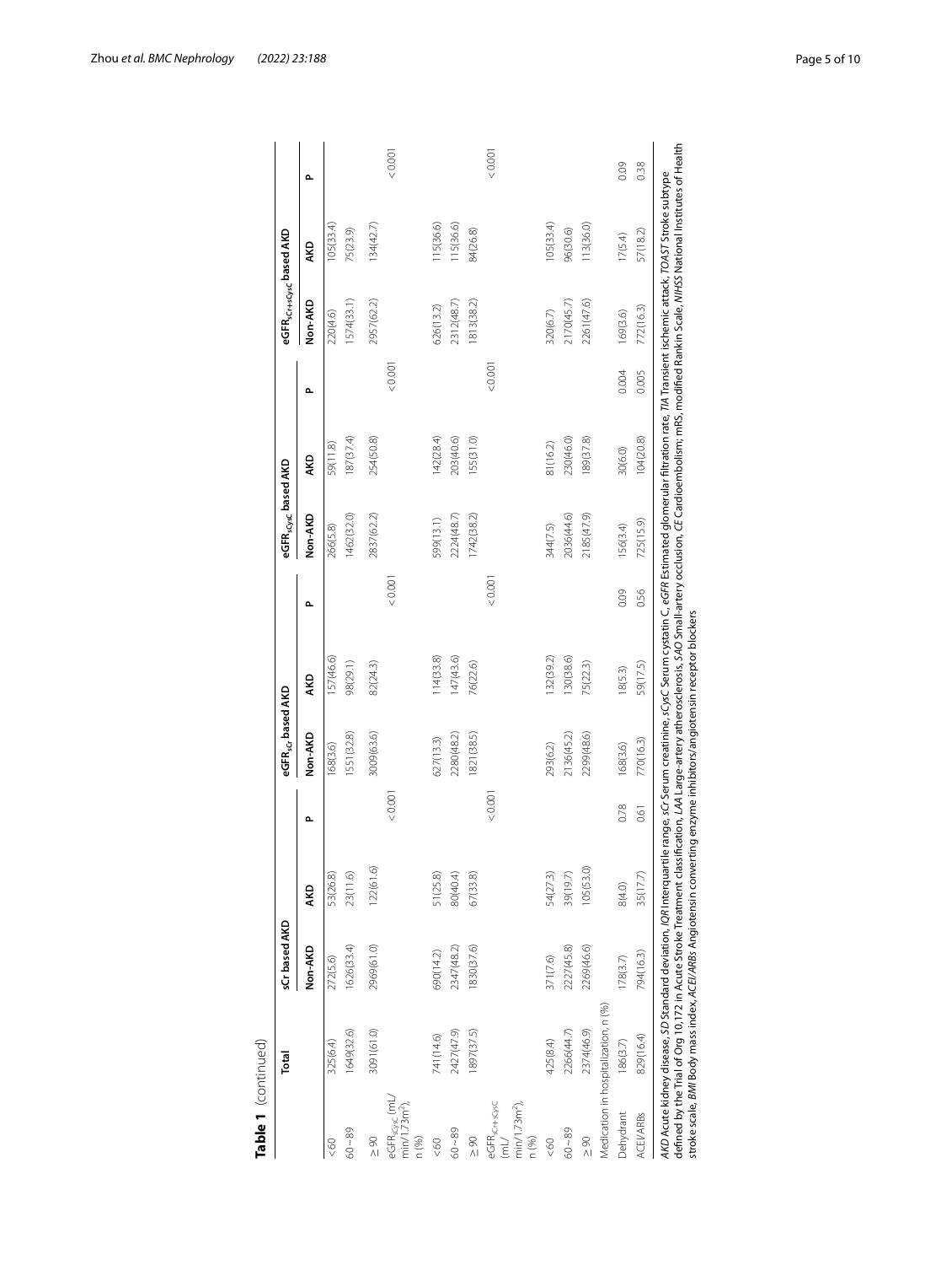**Table 1** (continued)

| | Total | sCr based AKD | | | $eGFR_{sCr}$ based AKD | | | $eGFR_{sCysC}$ based AKD | | | $eGFR_{sCr+sCysC}$ based AKD | | |
|---|---|---|---|---|---|---|---|---|---|---|---|---|---|
| | | Non-AKD | AKD | P | Non-AKD | AKD | P | Non-AKD | AKD | P | Non-AKD | AKD | P |
| < 60 | 325(6.4) | 272(5.6) | 53(26.8) | | 168(3.6) | 157(46.6) | | 266(5.8) | 59(11.8) | | 220(4.6) | 105(33.4) | |
| 60 ~ 89 | 1649(32.6) | 1626(33.4) | 23(11.6) | | 1551(32.8) | 98(29.1) | | 1462(32.0) | 187(37.4) | | 1574(33.1) | 75(23.9) | |
| ≥ 90 | 3091(61.0) | 2969(61.0) | 122(61.6) | | 3009(63.6) | 82(24.3) | | 2837(62.2) | 254(50.8) | | 2957(62.2) | 134(42.7) | |
| $eGFR_{sCysC}$ (mL/min/1.73m$^2$), n (%) | | | | < 0.001 | | | < 0.001 | | | < 0.001 | | | < 0.001 |
| < 60 | 741(14.6) | 690(14.2) | 51(25.8) | | 627(13.3) | 114(33.8) | | 599(13.1) | 142(28.4) | | 626(13.2) | 115(36.6) | |
| 60 ~ 89 | 2427(47.9) | 2347(48.2) | 80(40.4) | | 2280(48.2) | 147(43.6) | | 2224(48.7) | 203(40.6) | | 2312(48.7) | 115(36.6) | |
| ≥ 90 | 1897(37.5) | 1830(37.6) | 67(33.8) | | 1821(38.5) | 76(22.6) | | 1742(38.2) | 155(31.0) | | 1813(38.2) | 84(26.8) | |
| $eGFR_{sCr+sCysC}$ (mL/min/1.73m$^2$), n (%) | | | | < 0.001 | | | < 0.001 | | | < 0.001 | | | < 0.001 |
| < 60 | 425(8.4) | 371(7.6) | 54(27.3) | | 293(6.2) | 132(39.2) | | 344(7.5) | 81(16.2) | | 320(6.7) | 105(33.4) | |
| 60 ~ 89 | 2266(44.7) | 2227(45.8) | 39(19.7) | | 2136(45.2) | 130(38.6) | | 2036(44.6) | 230(46.0) | | 2170(45.7) | 96(30.6) | |
| ≥ 90 | 2374(46.9) | 2269(46.6) | 105(53.0) | | 2299(48.6) | 75(22.3) | | 2185(47.9) | 189(37.8) | | 2261(47.6) | 113(36.0) | |
| Medication in hospitalization, n (%) | | | | | | | | | | | | | |
| Dehydrant | 186(3.7) | 178(3.7) | 8(4.0) | 0.78 | 168(3.6) | 18(5.3) | 0.09 | 156(3.4) | 30(6.0) | 0.004 | 169(3.6) | 17(5.4) | 0.09 |
| ACEI/ARBs | 829(16.4) | 794(16.3) | 35(17.7) | 0.61 | 770(16.3) | 59(17.5) | 0.56 | 725(15.9) | 104(20.8) | 0.005 | 772(16.3) | 57(18.2) | 0.38 |

*AKD* Acute kidney disease, *SD* Standard deviation, *IQR* Interquartile range, *sCr* Serum creatinine, *sCysC* Serum cystatin C, *eGFR* Estimated glomerular filtration rate, *TIA* Transient ischemic attack, *TOAST* Stroke subtype defined by the Trial of Org 10,172 in Acute Stroke Treatment classification, *LAA* Large-artery atherosclerosis, *SAO* Small-artery occlusion, *CE* Cardioembolism; mRS, modified Rankin Scale, *NIHSS* National Institutes of Health stroke scale, *BMI* Body mass index, *ACEI/ARBs* Angiotensin converting enzyme inhibitors/angiotensin receptor blockers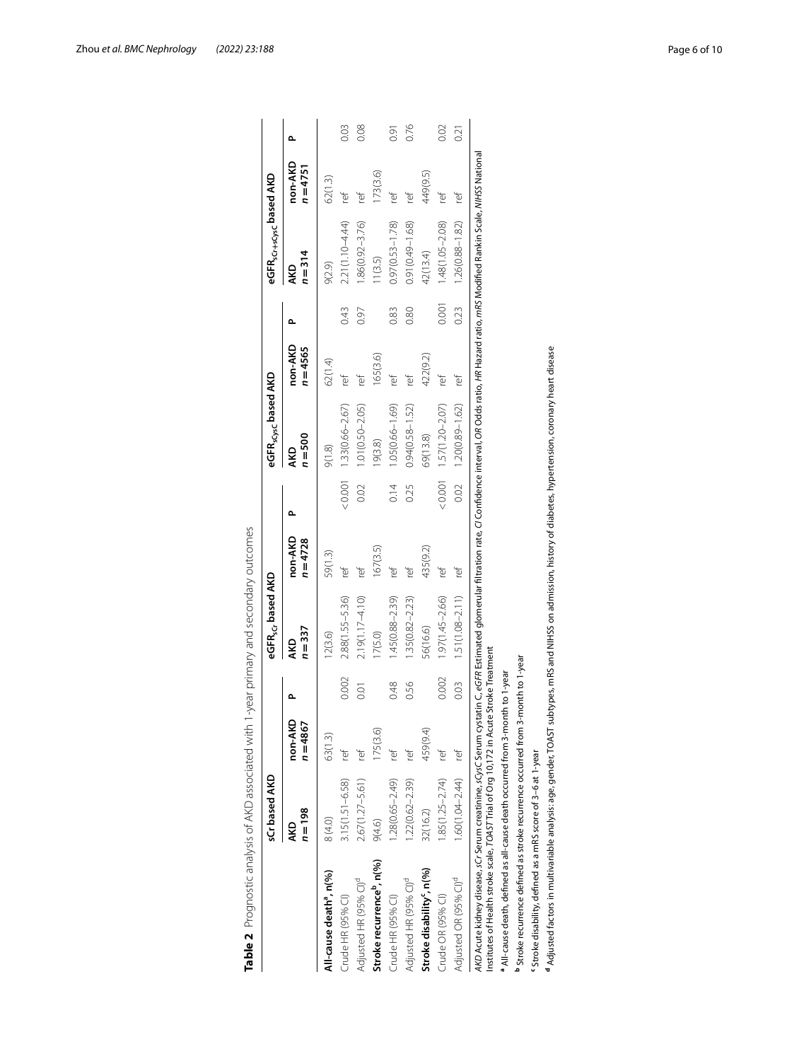**Table 2** Prognostic analysis of AKD associated with 1-year primary and secondary outcomes

| | sCr based AKD | | | $eGFR_{sCr}$ based AKD | | | $eGFR_{sCysC}$ based AKD | | | $eGFR_{sCr+sCysC}$ based AKD | | |
|---|---|---|---|---|---|---|---|---|---|---|---|---|
| | AKD $n=198$ | non-AKD $n=4867$ | P | AKD $n=337$ | non-AKD $n=4728$ | P | AKD $n=500$ | non-AKD $n=4565$ | P | AKD $n=314$ | non-AKD $n=4751$ | P |
| **All-cause death[a], n(%)** | 8 (4.0) | 63(1.3) | | 12(3.6) | 59(1.3) | | 9(1.8) | 62(1.4) | | 9(2.9) | 62(1.3) | |
| Crude HR (95% CI) | 3.15(1.51–6.58) | ref | 0.002 | 2.88(1.55–5.36) | ref | <0.001 | 1.33(0.66–2.67) | ref | 0.43 | 2.21(1.10–4.44) | ref | 0.03 |
| Adjusted HR (95% CI)[d] | 2.67(1.27–5.61) | ref | 0.01 | 2.19(1.17–4.10) | ref | 0.02 | 1.01(0.50–2.05) | ref | 0.97 | 1.86(0.92–3.76) | ref | 0.08 |
| **Stroke recurrence[b], n(%)** | 9(4.6) | 175(3.6) | | 17(5.0) | 167(3.5) | | 19(3.8) | 165(3.6) | | 11(3.5) | 173(3.6) | |
| Crude HR (95% CI) | 1.28(0.65–2.49) | ref | 0.48 | 1.45(0.88–2.39) | ref | 0.14 | 1.05(0.66–1.69) | ref | 0.83 | 0.97(0.53–1.78) | ref | 0.91 |
| Adjusted HR (95% CI)[d] | 1.22(0.62–2.39) | ref | 0.56 | 1.35(0.82–2.23) | ref | 0.25 | 0.94(0.58–1.52) | ref | 0.80 | 0.91(0.49–1.68) | ref | 0.76 |
| **Stroke disability[c], n(%)** | 32(16.2) | 459(9.4) | | 56(16.6) | 435(9.2) | | 69(13.8) | 422(9.2) | | 42(13.4) | 449(9.5) | |
| Crude OR (95% CI) | 1.85(1.25–2.74) | ref | 0.002 | 1.97(1.45–2.66) | ref | <0.001 | 1.57(1.20–2.07) | ref | 0.001 | 1.48(1.05–2.08) | ref | 0.02 |
| Adjusted OR (95% CI)[d] | 1.60(1.04–2.44) | ref | 0.03 | 1.51(1.08–2.11) | ref | 0.02 | 1.20(0.89–1.62) | ref | 0.23 | 1.26(0.88–1.82) | ref | 0.21 |

*AKD* Acute kidney disease, *sCr* Serum creatinine, *sCysC* Serum cystatin C, *eGFR* Estimated glomerular filtration rate, *CI* Confidence interval, *OR* Odds ratio, *HR* Hazard ratio, *mRS* Modified Rankin Scale, *NIHSS* National Institutes of Health stroke scale, *TOAST* Trial of Org 10,172 in Acute Stroke Treatment

[a] All-cause death, defined as all-cause death occurred from 3-month to 1-year

[b] Stroke recurrence defined as stroke recurrence occurred from 3-month to 1-year

[c] Stroke disability, defined as a mRS score of 3–6 at 1-year

[d] Adjusted factors in multivariable analysis: age, gender, TOAST subtypes, mRS and NIHSS on admission, history of diabetes, hypertension, coronary heart disease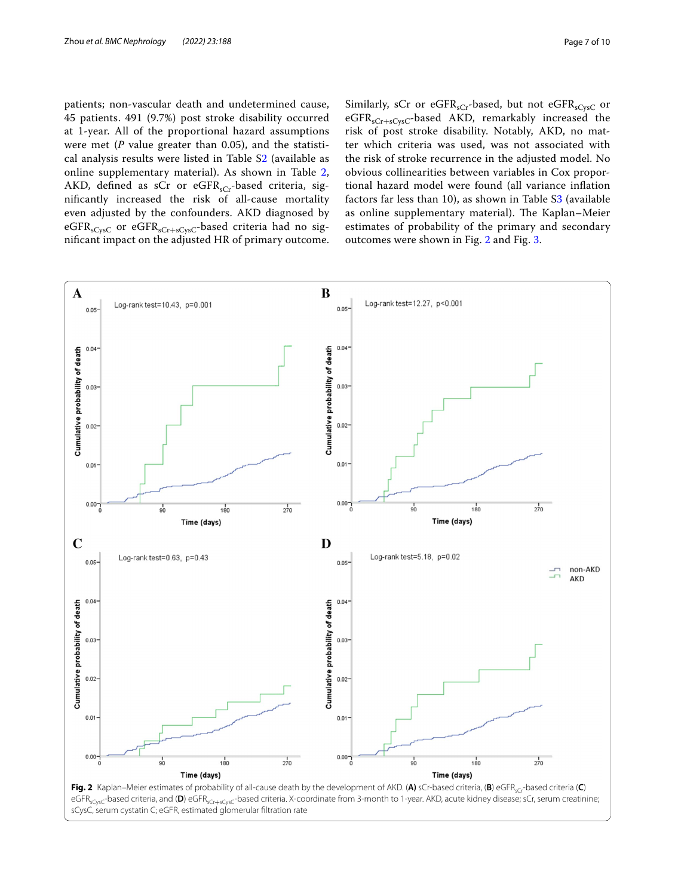patients; non-vascular death and undetermined cause, 45 patients. 491 (9.7%) post stroke disability occurred at 1-year. All of the proportional hazard assumptions were met ($P$ value greater than 0.05), and the statistical analysis results were listed in Table S2 (available as online supplementary material). As shown in Table 2, AKD, defined as sCr or $eGFR_{sCr}$-based criteria, significantly increased the risk of all-cause mortality even adjusted by the confounders. AKD diagnosed by $eGFR_{sCysC}$ or $eGFR_{sCr+sCysC}$-based criteria had no significant impact on the adjusted HR of primary outcome. Similarly, sCr or $eGFR_{sCr}$-based, but not $eGFR_{sCysC}$ or $eGFR_{sCr+sCysC}$-based AKD, remarkably increased the risk of post stroke disability. Notably, AKD, no matter which criteria was used, was not associated with the risk of stroke recurrence in the adjusted model. No obvious collinearities between variables in Cox proportional hazard model were found (all variance inflation factors far less than 10), as shown in Table S3 (available as online supplementary material). The Kaplan–Meier estimates of probability of the primary and secondary outcomes were shown in Fig. 2 and Fig. 3.

**Fig. 2** Kaplan–Meier estimates of probability of all-cause death by the development of AKD. (**A**) sCr-based criteria, (**B**) $eGFR_{sCr}$-based criteria (**C**) $eGFR_{sCysC}$-based criteria, and (**D**) $eGFR_{sCr+sCysC}$-based criteria. X-coordinate from 3-month to 1-year. AKD, acute kidney disease; sCr, serum creatinine; sCysC, serum cystatin C; eGFR, estimated glomerular filtration rate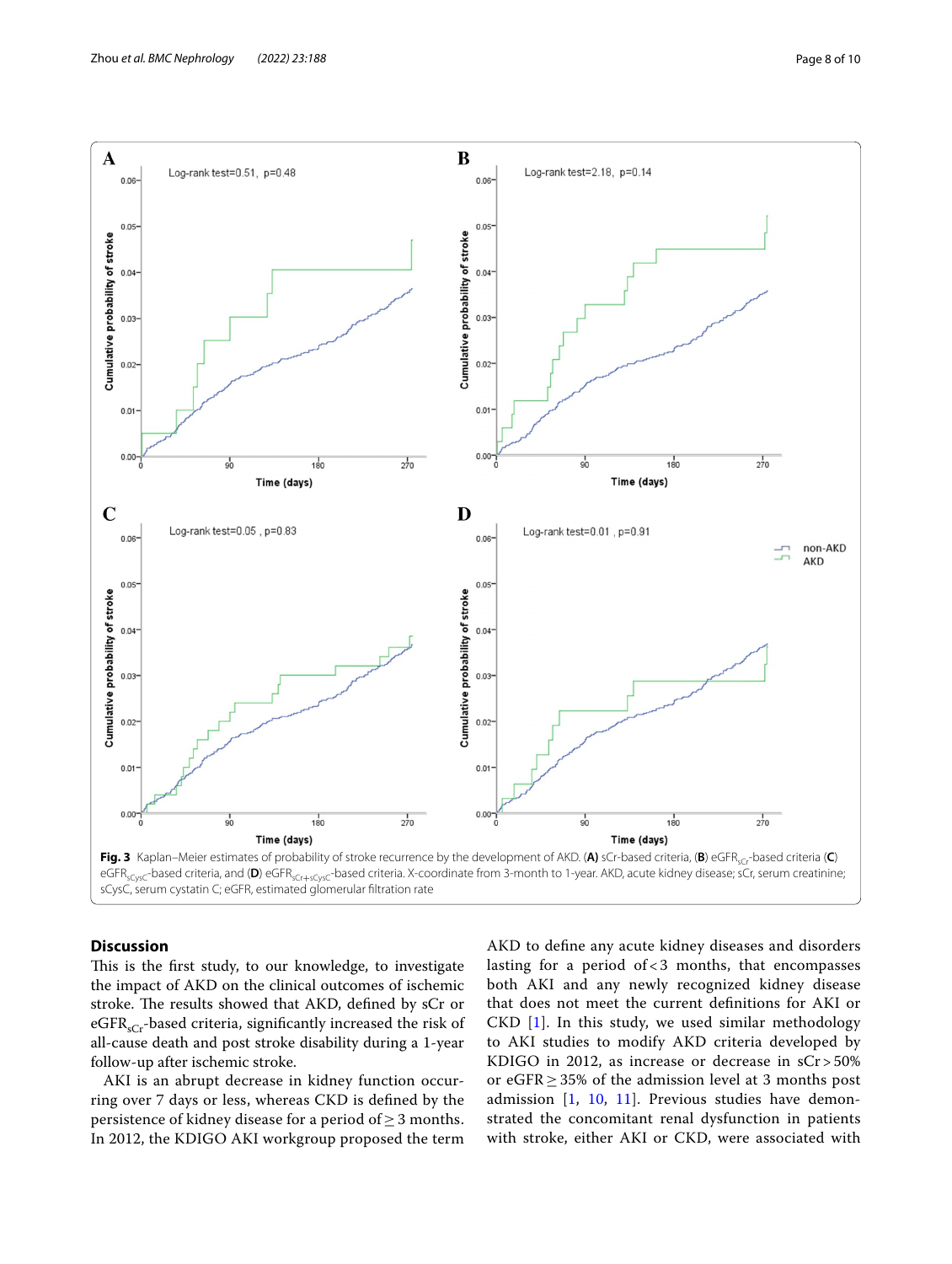Fig. 3 Kaplan–Meier estimates of probability of stroke recurrence by the development of AKD. (**A**) sCr-based criteria, (**B**) $eGFR_{sCr}$-based criteria (**C**) $eGFR_{sCysC}$-based criteria, and (**D**) $eGFR_{sCr+sCysC}$-based criteria. X-coordinate from 3-month to 1-year. AKD, acute kidney disease; sCr, serum creatinine; sCysC, serum cystatin C; eGFR, estimated glomerular filtration rate

## Discussion

This is the first study, to our knowledge, to investigate the impact of AKD on the clinical outcomes of ischemic stroke. The results showed that AKD, defined by sCr or $eGFR_{sCr}$-based criteria, significantly increased the risk of all-cause death and post stroke disability during a 1-year follow-up after ischemic stroke.

AKI is an abrupt decrease in kidney function occurring over 7 days or less, whereas CKD is defined by the persistence of kidney disease for a period of ≥ 3 months. In 2012, the KDIGO AKI workgroup proposed the term AKD to define any acute kidney diseases and disorders lasting for a period of < 3 months, that encompasses both AKI and any newly recognized kidney disease that does not meet the current definitions for AKI or CKD [1]. In this study, we used similar methodology to AKI studies to modify AKD criteria developed by KDIGO in 2012, as increase or decrease in sCr > 50% or eGFR ≥ 35% of the admission level at 3 months post admission [1, 10, 11]. Previous studies have demonstrated the concomitant renal dysfunction in patients with stroke, either AKI or CKD, were associated with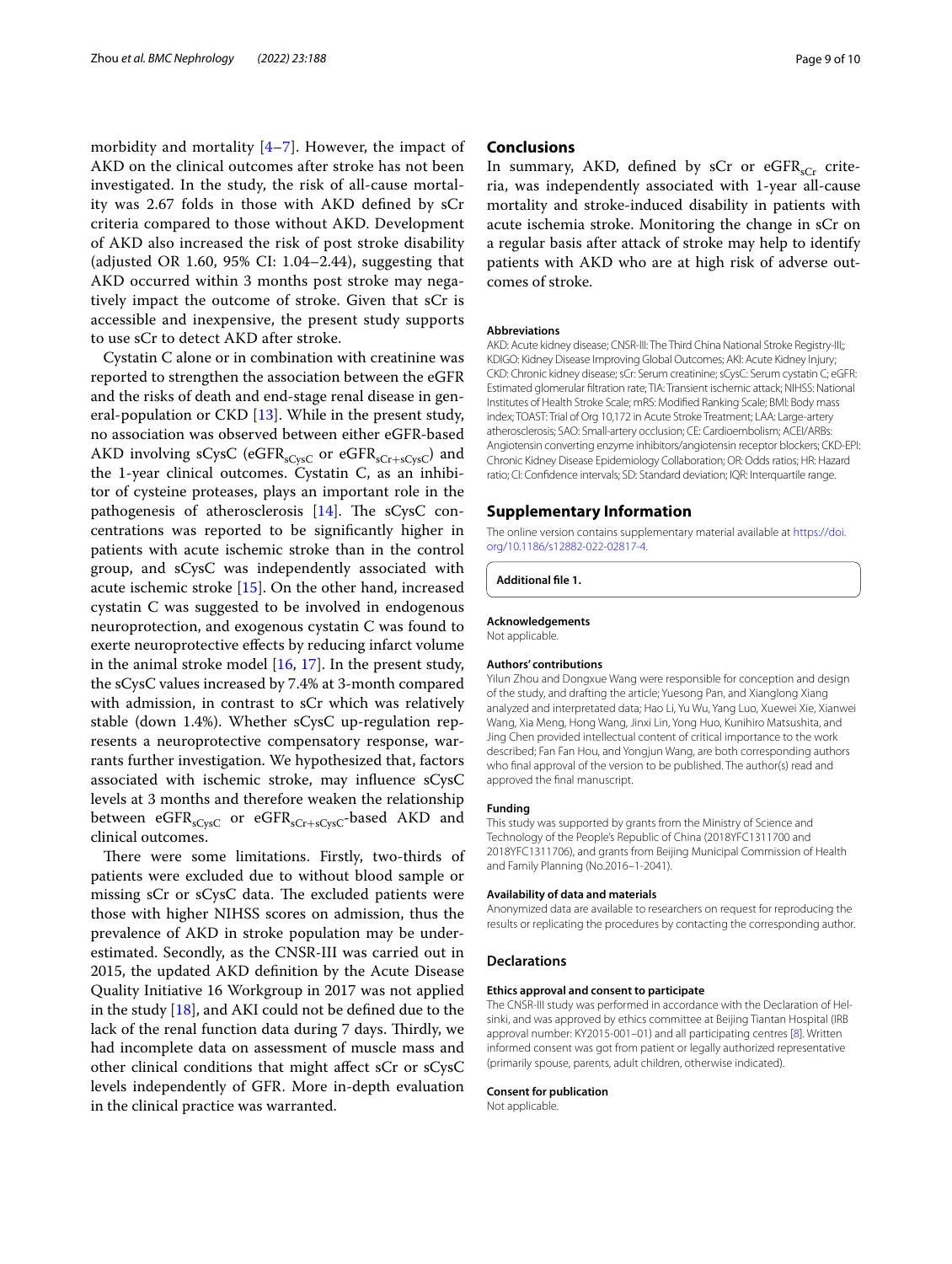morbidity and mortality [4–7]. However, the impact of AKD on the clinical outcomes after stroke has not been investigated. In the study, the risk of all-cause mortality was 2.67 folds in those with AKD defined by sCr criteria compared to those without AKD. Development of AKD also increased the risk of post stroke disability (adjusted OR 1.60, 95% CI: 1.04–2.44), suggesting that AKD occurred within 3 months post stroke may negatively impact the outcome of stroke. Given that sCr is accessible and inexpensive, the present study supports to use sCr to detect AKD after stroke.

Cystatin C alone or in combination with creatinine was reported to strengthen the association between the eGFR and the risks of death and end-stage renal disease in general-population or CKD [13]. While in the present study, no association was observed between either eGFR-based AKD involving sCysC ($eGFR_{sCysC}$ or $eGFR_{sCr+sCysC}$) and the 1-year clinical outcomes. Cystatin C, as an inhibitor of cysteine proteases, plays an important role in the pathogenesis of atherosclerosis [14]. The sCysC concentrations was reported to be significantly higher in patients with acute ischemic stroke than in the control group, and sCysC was independently associated with acute ischemic stroke [15]. On the other hand, increased cystatin C was suggested to be involved in endogenous neuroprotection, and exogenous cystatin C was found to exerte neuroprotective effects by reducing infarct volume in the animal stroke model [16, 17]. In the present study, the sCysC values increased by 7.4% at 3-month compared with admission, in contrast to sCr which was relatively stable (down 1.4%). Whether sCysC up-regulation represents a neuroprotective compensatory response, warrants further investigation. We hypothesized that, factors associated with ischemic stroke, may influence sCysC levels at 3 months and therefore weaken the relationship between $eGFR_{sCysC}$ or $eGFR_{sCr+sCysC}$-based AKD and clinical outcomes.

There were some limitations. Firstly, two-thirds of patients were excluded due to without blood sample or missing sCr or sCysC data. The excluded patients were those with higher NIHSS scores on admission, thus the prevalence of AKD in stroke population may be underestimated. Secondly, as the CNSR-III was carried out in 2015, the updated AKD definition by the Acute Disease Quality Initiative 16 Workgroup in 2017 was not applied in the study [18], and AKI could not be defined due to the lack of the renal function data during 7 days. Thirdly, we had incomplete data on assessment of muscle mass and other clinical conditions that might affect sCr or sCysC levels independently of GFR. More in-depth evaluation in the clinical practice was warranted.

## Conclusions

In summary, AKD, defined by sCr or $eGFR_{sCr}$ criteria, was independently associated with 1-year all-cause mortality and stroke-induced disability in patients with acute ischemia stroke. Monitoring the change in sCr on a regular basis after attack of stroke may help to identify patients with AKD who are at high risk of adverse outcomes of stroke.

#### Abbreviations

AKD: Acute kidney disease; CNSR-III: The Third China National Stroke Registry-III;; KDIGO: Kidney Disease Improving Global Outcomes; AKI: Acute Kidney Injury; CKD: Chronic kidney disease; sCr: Serum creatinine; sCysC: Serum cystatin C; eGFR: Estimated glomerular filtration rate; TIA: Transient ischemic attack; NIHSS: National Institutes of Health Stroke Scale; mRS: Modified Ranking Scale; BMI: Body mass index; TOAST: Trial of Org 10,172 in Acute Stroke Treatment; LAA: Large-artery atherosclerosis; SAO: Small-artery occlusion; CE: Cardioembolism; ACEI/ARBs: Angiotensin converting enzyme inhibitors/angiotensin receptor blockers; CKD-EPI: Chronic Kidney Disease Epidemiology Collaboration; OR: Odds ratios; HR: Hazard ratio; CI: Confidence intervals; SD: Standard deviation; IQR: Interquartile range.

## Supplementary Information

The online version contains supplementary material available at https://doi.org/10.1186/s12882-022-02817-4.

**Additional file 1.**

#### Acknowledgements

Not applicable.

#### Authors' contributions

Yilun Zhou and Dongxue Wang were responsible for conception and design of the study, and drafting the article; Yuesong Pan, and Xianglong Xiang analyzed and interpretated data; Hao Li, Yu Wu, Yang Luo, Xuewei Xie, Xianwei Wang, Xia Meng, Hong Wang, Jinxi Lin, Yong Huo, Kunihiro Matsushita, and Jing Chen provided intellectual content of critical importance to the work described; Fan Fan Hou, and Yongjun Wang, are both corresponding authors who final approval of the version to be published. The author(s) read and approved the final manuscript.

#### Funding

This study was supported by grants from the Ministry of Science and Technology of the People's Republic of China (2018YFC1311700 and 2018YFC1311706), and grants from Beijing Municipal Commission of Health and Family Planning (No.2016–1-2041).

#### Availability of data and materials

Anonymized data are available to researchers on request for reproducing the results or replicating the procedures by contacting the corresponding author.

### Declarations

#### Ethics approval and consent to participate

The CNSR-III study was performed in accordance with the Declaration of Helsinki, and was approved by ethics committee at Beijing Tiantan Hospital (IRB approval number: KY2015-001–01) and all participating centres [8]. Written informed consent was got from patient or legally authorized representative (primarily spouse, parents, adult children, otherwise indicated).

#### Consent for publication

Not applicable.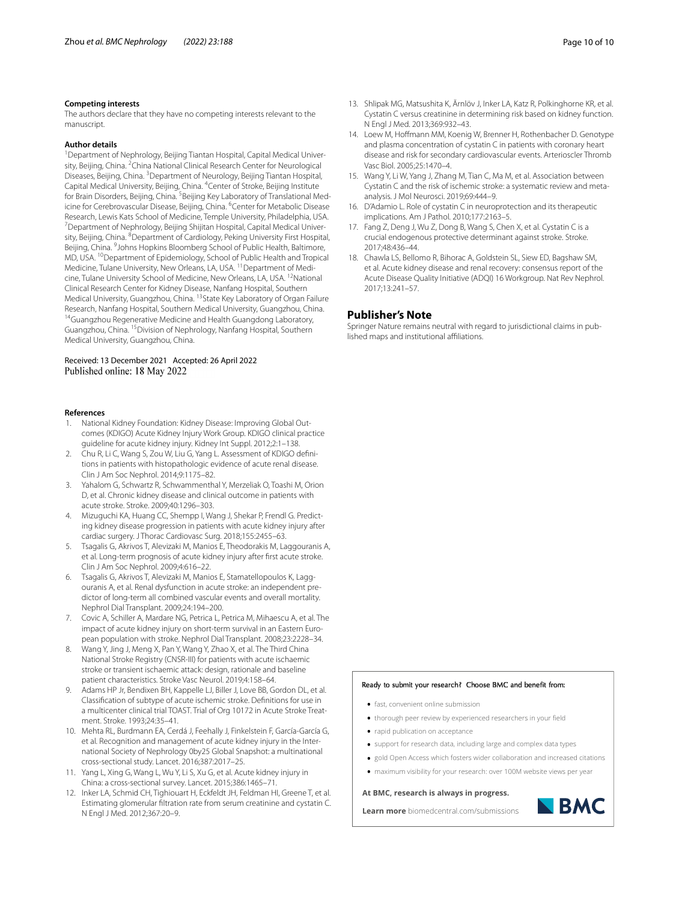#### Competing interests

The authors declare that they have no competing interests relevant to the manuscript.

#### Author details

[1] Department of Nephrology, Beijing Tiantan Hospital, Capital Medical University, Beijing, China. [2] China National Clinical Research Center for Neurological Diseases, Beijing, China. [3] Department of Neurology, Beijing Tiantan Hospital, Capital Medical University, Beijing, China. [4] Center of Stroke, Beijing Institute for Brain Disorders, Beijing, China. [5] Beijing Key Laboratory of Translational Medicine for Cerebrovascular Disease, Beijing, China. [6] Center for Metabolic Disease Research, Lewis Kats School of Medicine, Temple University, Philadelphia, USA. [7] Department of Nephrology, Beijing Shijitan Hospital, Capital Medical University, Beijing, China. [8] Department of Cardiology, Peking University First Hospital, Beijing, China. [9] Johns Hopkins Bloomberg School of Public Health, Baltimore, MD, USA. [10] Department of Epidemiology, School of Public Health and Tropical Medicine, Tulane University, New Orleans, LA, USA. [11] Department of Medicine, Tulane University School of Medicine, New Orleans, LA, USA. [12] National Clinical Research Center for Kidney Disease, Nanfang Hospital, Southern Medical University, Guangzhou, China. [13] State Key Laboratory of Organ Failure Research, Nanfang Hospital, Southern Medical University, Guangzhou, China. [14] Guangzhou Regenerative Medicine and Health Guangdong Laboratory, Guangzhou, China. [15] Division of Nephrology, Nanfang Hospital, Southern Medical University, Guangzhou, China.

Received: 13 December 2021 Accepted: 26 April 2022
Published online: 18 May 2022

#### References

1. National Kidney Foundation: Kidney Disease: Improving Global Outcomes (KDIGO) Acute Kidney Injury Work Group. KDIGO clinical practice guideline for acute kidney injury. Kidney Int Suppl. 2012;2:1–138.
2. Chu R, Li C, Wang S, Zou W, Liu G, Yang L. Assessment of KDIGO definitions in patients with histopathologic evidence of acute renal disease. Clin J Am Soc Nephrol. 2014;9:1175–82.
3. Yahalom G, Schwartz R, Schwammenthal Y, Merzeliak O, Toashi M, Orion D, et al. Chronic kidney disease and clinical outcome in patients with acute stroke. Stroke. 2009;40:1296–303.
4. Mizuguchi KA, Huang CC, Shempp I, Wang J, Shekar P, Frendl G. Predicting kidney disease progression in patients with acute kidney injury after cardiac surgery. J Thorac Cardiovasc Surg. 2018;155:2455–63.
5. Tsagalis G, Akrivos T, Alevizaki M, Manios E, Theodorakis M, Laggouranis A, et al. Long-term prognosis of acute kidney injury after first acute stroke. Clin J Am Soc Nephrol. 2009;4:616–22.
6. Tsagalis G, Akrivos T, Alevizaki M, Manios E, Stamatellopoulos K, Laggouranis A, et al. Renal dysfunction in acute stroke: an independent predictor of long-term all combined vascular events and overall mortality. Nephrol Dial Transplant. 2009;24:194–200.
7. Covic A, Schiller A, Mardare NG, Petrica L, Petrica M, Mihaescu A, et al. The impact of acute kidney injury on short-term survival in an Eastern European population with stroke. Nephrol Dial Transplant. 2008;23:2228–34.
8. Wang Y, Jing J, Meng X, Pan Y, Wang Y, Zhao X, et al. The Third China National Stroke Registry (CNSR-III) for patients with acute ischaemic stroke or transient ischaemic attack: design, rationale and baseline patient characteristics. Stroke Vasc Neurol. 2019;4:158–64.
9. Adams HP Jr, Bendixen BH, Kappelle LJ, Biller J, Love BB, Gordon DL, et al. Classification of subtype of acute ischemic stroke. Definitions for use in a multicenter clinical trial TOAST. Trial of Org 10172 in Acute Stroke Treatment. Stroke. 1993;24:35–41.
10. Mehta RL, Burdmann EA, Cerdá J, Feehally J, Finkelstein F, García-García G, et al. Recognition and management of acute kidney injury in the International Society of Nephrology 0by25 Global Snapshot: a multinational cross-sectional study. Lancet. 2016;387:2017–25.
11. Yang L, Xing G, Wang L, Wu Y, Li S, Xu G, et al. Acute kidney injury in China: a cross-sectional survey. Lancet. 2015;386:1465–71.
12. Inker LA, Schmid CH, Tighiouart H, Eckfeldt JH, Feldman HI, Greene T, et al. Estimating glomerular filtration rate from serum creatinine and cystatin C. N Engl J Med. 2012;367:20–9.
13. Shlipak MG, Matsushita K, Ärnlöv J, Inker LA, Katz R, Polkinghorne KR, et al. Cystatin C versus creatinine in determining risk based on kidney function. N Engl J Med. 2013;369:932–43.
14. Loew M, Hoffmann MM, Koenig W, Brenner H, Rothenbacher D. Genotype and plasma concentration of cystatin C in patients with coronary heart disease and risk for secondary cardiovascular events. Arterioscler Thromb Vasc Biol. 2005;25:1470–4.
15. Wang Y, Li W, Yang J, Zhang M, Tian C, Ma M, et al. Association between Cystatin C and the risk of ischemic stroke: a systematic review and meta-analysis. J Mol Neurosci. 2019;69:444–9.
16. D'Adamio L. Role of cystatin C in neuroprotection and its therapeutic implications. Am J Pathol. 2010;177:2163–5.
17. Fang Z, Deng J, Wu Z, Dong B, Wang S, Chen X, et al. Cystatin C is a crucial endogenous protective determinant against stroke. Stroke. 2017;48:436–44.
18. Chawla LS, Bellomo R, Bihorac A, Goldstein SL, Siew ED, Bagshaw SM, et al. Acute kidney disease and renal recovery: consensus report of the Acute Disease Quality Initiative (ADQI) 16 Workgroup. Nat Rev Nephrol. 2017;13:241–57.

## Publisher's Note

Springer Nature remains neutral with regard to jurisdictional claims in published maps and institutional affiliations.

Ready to submit your research? Choose BMC and benefit from:

- fast, convenient online submission
- thorough peer review by experienced researchers in your field
- rapid publication on acceptance
- support for research data, including large and complex data types
- gold Open Access which fosters wider collaboration and increased citations
- maximum visibility for your research: over 100M website views per year

**At BMC, research is always in progress.**

**Learn more** biomedcentral.com/submissions

BMC